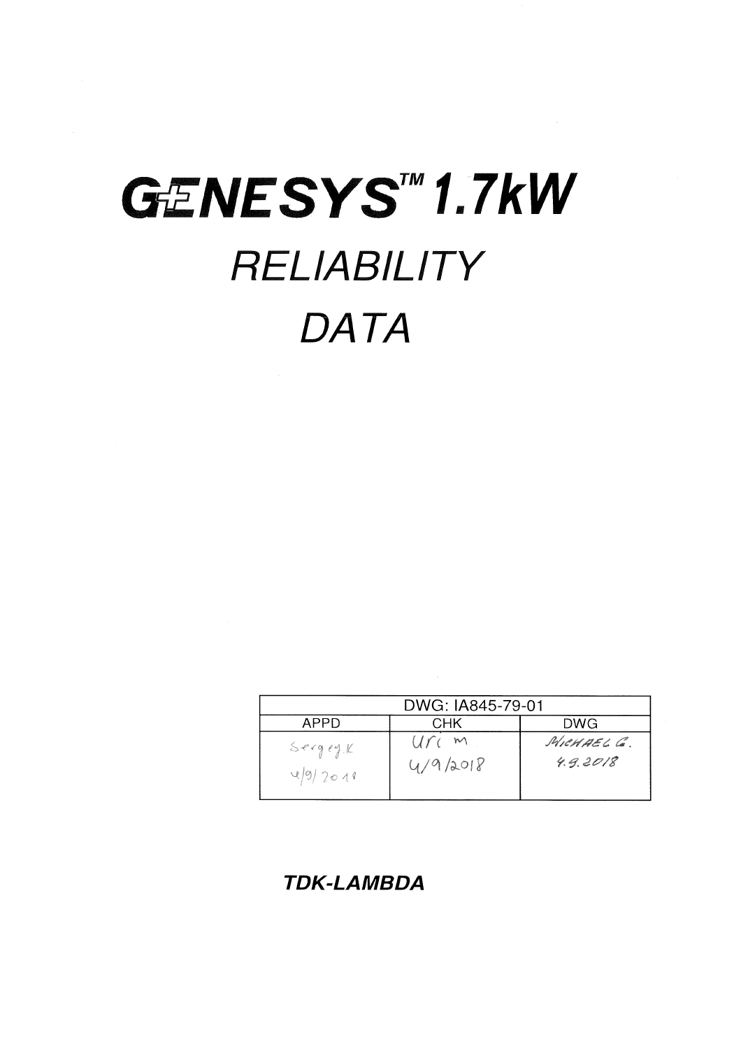# GENESYS™ 1.7kW

## RELIABILITY

## DATA

| DWG: IA845-79-01 | | |
|---|---|---|
| APPD | CHK | DWG |
| Sergey.K 4/9/2018 | Uri m 4/9/2018 | MICHAEL G. 4.9.2018 |

**TDK-LAMBDA**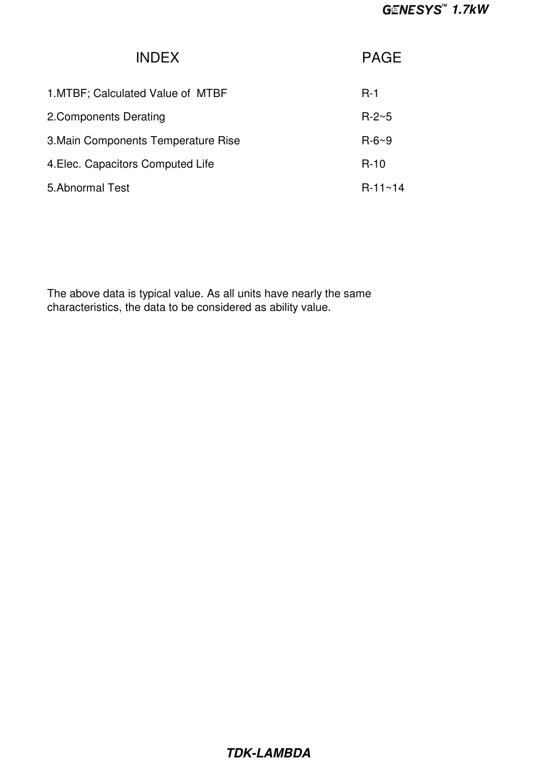| INDEX | PAGE |
|---|---|
| 1.MTBF; Calculated Value of MTBF | R-1 |
| 2.Components Derating | R-2~5 |
| 3.Main Components Temperature Rise | R-6~9 |
| 4.Elec. Capacitors Computed Life | R-10 |
| 5.Abnormal Test | R-11~14 |

The above data is typical value. As all units have nearly the same characteristics, the data to be considered as ability value.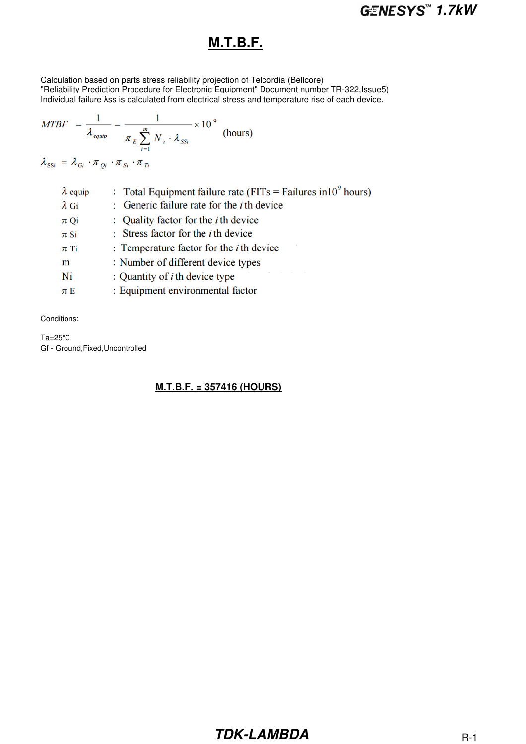# M.T.B.F.

Calculation based on parts stress reliability projection of Telcordia (Bellcore)
"Reliability Prediction Procedure for Electronic Equipment" Document number TR-322,Issue5)
Individual failure λss is calculated from electrical stress and temperature rise of each device.

$$MTBF = \frac{1}{\lambda_{equip}} = \frac{1}{\pi_E \sum_{i=1}^{m} N_i \cdot \lambda_{SSi}} \times 10^9 \quad \text{(hours)}$$

$$\lambda_{SSi} = \lambda_{Gi} \cdot \pi_{Qi} \cdot \pi_{Si} \cdot \pi_{Ti}$$

| | | |
|---|---|---|
| $\lambda$ equip | : | Total Equipment failure rate (FITs = Failures in$10^9$ hours) |
| $\lambda$ Gi | : | Generic failure rate for the $i$ th device |
| $\pi$ Qi | : | Quality factor for the $i$ th device |
| $\pi$ Si | : | Stress factor for the $i$ th device |
| $\pi$ Ti | : | Temperature factor for the $i$ th device |
| m | : | Number of different device types |
| Ni | : | Quantity of $i$ th device type |
| $\pi$ E | : | Equipment environmental factor |

Conditions:

Ta=25°C
Gf - Ground,Fixed,Uncontrolled

**M.T.B.F. = 357416 (HOURS)**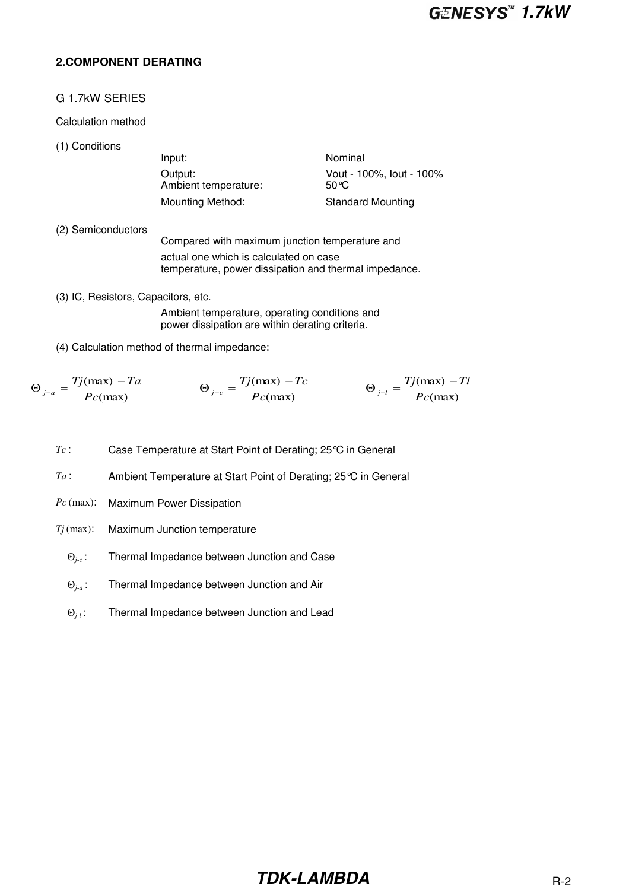## 2.COMPONENT DERATING

G 1.7kW SERIES

Calculation method

(1) Conditions

| | |
|---|---|
| Input: | Nominal |
| Output: | Vout - 100%, Iout - 100% |
| Ambient temperature: | 50°C |
| Mounting Method: | Standard Mounting |

(2) Semiconductors

Compared with maximum junction temperature and actual one which is calculated on case temperature, power dissipation and thermal impedance.

(3) IC, Resistors, Capacitors, etc.

Ambient temperature, operating conditions and power dissipation are within derating criteria.

(4) Calculation method of thermal impedance:

$$\Theta_{j-a} = \frac{Tj(\max) - Ta}{Pc(\max)} \qquad \Theta_{j-c} = \frac{Tj(\max) - Tc}{Pc(\max)} \qquad \Theta_{j-l} = \frac{Tj(\max) - Tl}{Pc(\max)}$$

$Tc$ : Case Temperature at Start Point of Derating; 25°C in General

$Ta$ : Ambient Temperature at Start Point of Derating; 25°C in General

$Pc(\max)$: Maximum Power Dissipation

$Tj(\max)$: Maximum Junction temperature

$\Theta_{j-c}$ : Thermal Impedance between Junction and Case

$\Theta_{j-a}$ : Thermal Impedance between Junction and Air

$\Theta_{j-l}$ : Thermal Impedance between Junction and Lead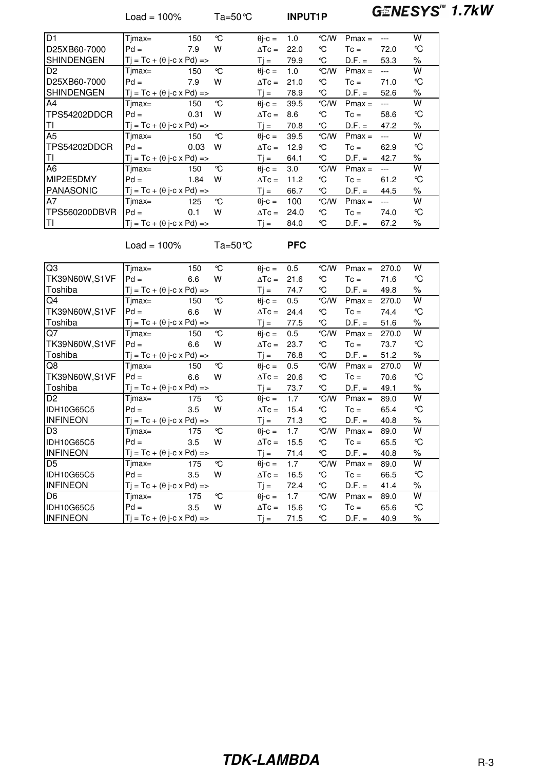Load = 100%　　Ta=50℃　　**INPUT1P**

| | | | | | | | | | | |
|---|---|---|---|---|---|---|---|---|---|---|
| D1 | Tjmax= | 150 | ℃ | θj-c = | 1.0 | ℃/W | Pmax = | --- | W |
| D25XB60-7000 | Pd = | 7.9 | W | ΔTc = | 22.0 | ℃ | Tc = | 72.0 | ℃ |
| SHINDENGEN | Tj = Tc + (θ j-c x Pd) => | | | Tj = | 79.9 | ℃ | D.F. = | 53.3 | % |
| D2 | Tjmax= | 150 | ℃ | θj-c = | 1.0 | ℃/W | Pmax = | --- | W |
| D25XB60-7000 | Pd = | 7.9 | W | ΔTc = | 21.0 | ℃ | Tc = | 71.0 | ℃ |
| SHINDENGEN | Tj = Tc + (θ j-c x Pd) => | | | Tj = | 78.9 | ℃ | D.F. = | 52.6 | % |
| A4 | Tjmax= | 150 | ℃ | θj-c = | 39.5 | ℃/W | Pmax = | --- | W |
| TPS54202DDCR | Pd = | 0.31 | W | ΔTc = | 8.6 | ℃ | Tc = | 58.6 | ℃ |
| TI | Tj = Tc + (θ j-c x Pd) => | | | Tj = | 70.8 | ℃ | D.F. = | 47.2 | % |
| A5 | Tjmax= | 150 | ℃ | θj-c = | 39.5 | ℃/W | Pmax = | --- | W |
| TPS54202DDCR | Pd = | 0.03 | W | ΔTc = | 12.9 | ℃ | Tc = | 62.9 | ℃ |
| TI | Tj = Tc + (θ j-c x Pd) => | | | Tj = | 64.1 | ℃ | D.F. = | 42.7 | % |
| A6 | Tjmax= | 150 | ℃ | θj-c = | 3.0 | ℃/W | Pmax = | --- | W |
| MIP2E5DMY | Pd = | 1.84 | W | ΔTc = | 11.2 | ℃ | Tc = | 61.2 | ℃ |
| PANASONIC | Tj = Tc + (θ j-c x Pd) => | | | Tj = | 66.7 | ℃ | D.F. = | 44.5 | % |
| A7 | Tjmax= | 125 | ℃ | θj-c = | 100 | ℃/W | Pmax = | --- | W |
| TPS560200DBVR | Pd = | 0.1 | W | ΔTc = | 24.0 | ℃ | Tc = | 74.0 | ℃ |
| TI | Tj = Tc + (θ j-c x Pd) => | | | Tj = | 84.0 | ℃ | D.F. = | 67.2 | % |

Load = 100%　　Ta=50℃　　**PFC**

| | | | | | | | | | | |
|---|---|---|---|---|---|---|---|---|---|---|
| Q3 | Tjmax= | 150 | ℃ | θj-c = | 0.5 | ℃/W | Pmax = | 270.0 | W |
| TK39N60W,S1VF | Pd = | 6.6 | W | ΔTc = | 21.6 | ℃ | Tc = | 71.6 | ℃ |
| Toshiba | Tj = Tc + (θ j-c x Pd) => | | | Tj = | 74.7 | ℃ | D.F. = | 49.8 | % |
| Q4 | Tjmax= | 150 | ℃ | θj-c = | 0.5 | ℃/W | Pmax = | 270.0 | W |
| TK39N60W,S1VF | Pd = | 6.6 | W | ΔTc = | 24.4 | ℃ | Tc = | 74.4 | ℃ |
| Toshiba | Tj = Tc + (θ j-c x Pd) => | | | Tj = | 77.5 | ℃ | D.F. = | 51.6 | % |
| Q7 | Tjmax= | 150 | ℃ | θj-c = | 0.5 | ℃/W | Pmax = | 270.0 | W |
| TK39N60W,S1VF | Pd = | 6.6 | W | ΔTc = | 23.7 | ℃ | Tc = | 73.7 | ℃ |
| Toshiba | Tj = Tc + (θ j-c x Pd) => | | | Tj = | 76.8 | ℃ | D.F. = | 51.2 | % |
| Q8 | Tjmax= | 150 | ℃ | θj-c = | 0.5 | ℃/W | Pmax = | 270.0 | W |
| TK39N60W,S1VF | Pd = | 6.6 | W | ΔTc = | 20.6 | ℃ | Tc = | 70.6 | ℃ |
| Toshiba | Tj = Tc + (θ j-c x Pd) => | | | Tj = | 73.7 | ℃ | D.F. = | 49.1 | % |
| D2 | Tjmax= | 175 | ℃ | θj-c = | 1.7 | ℃/W | Pmax = | 89.0 | W |
| IDH10G65C5 | Pd = | 3.5 | W | ΔTc = | 15.4 | ℃ | Tc = | 65.4 | ℃ |
| INFINEON | Tj = Tc + (θ j-c x Pd) => | | | Tj = | 71.3 | ℃ | D.F. = | 40.8 | % |
| D3 | Tjmax= | 175 | ℃ | θj-c = | 1.7 | ℃/W | Pmax = | 89.0 | W |
| IDH10G65C5 | Pd = | 3.5 | W | ΔTc = | 15.5 | ℃ | Tc = | 65.5 | ℃ |
| INFINEON | Tj = Tc + (θ j-c x Pd) => | | | Tj = | 71.4 | ℃ | D.F. = | 40.8 | % |
| D5 | Tjmax= | 175 | ℃ | θj-c = | 1.7 | ℃/W | Pmax = | 89.0 | W |
| IDH10G65C5 | Pd = | 3.5 | W | ΔTc = | 16.5 | ℃ | Tc = | 66.5 | ℃ |
| INFINEON | Tj = Tc + (θ j-c x Pd) => | | | Tj = | 72.4 | ℃ | D.F. = | 41.4 | % |
| D6 | Tjmax= | 175 | ℃ | θj-c = | 1.7 | ℃/W | Pmax = | 89.0 | W |
| IDH10G65C5 | Pd = | 3.5 | W | ΔTc = | 15.6 | ℃ | Tc = | 65.6 | ℃ |
| INFINEON | Tj = Tc + (θ j-c x Pd) => | | | Tj = | 71.5 | ℃ | D.F. = | 40.9 | % |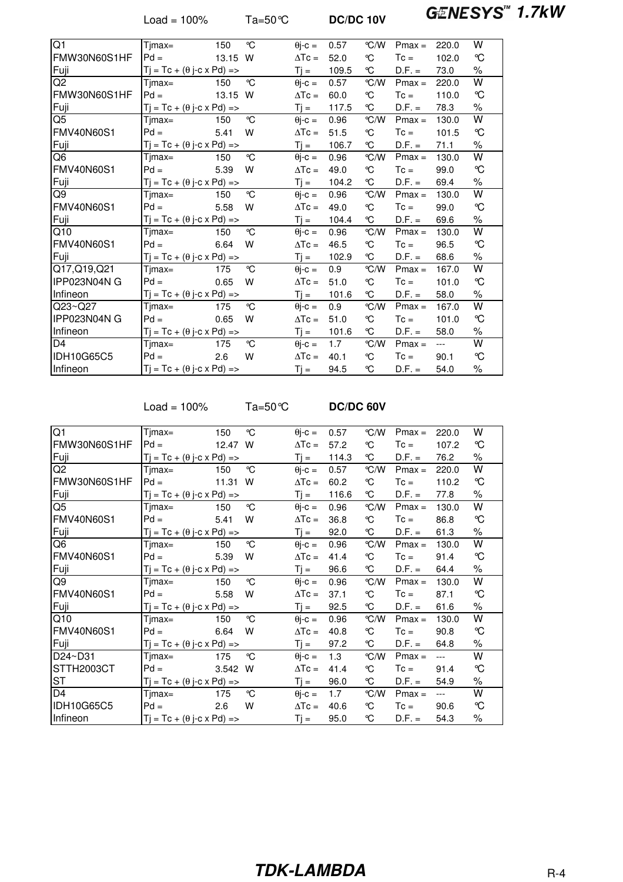Load = 100%  Ta=50℃  **DC/DC 10V**

| | | | | | | | | | |
|---|---|---|---|---|---|---|---|---|---|
| Q1 | Tjmax= | 150 | ℃ | θj-c = | 0.57 | ℃/W | Pmax = | 220.0 | W |
| FMW30N60S1HF | Pd = | 13.15 | W | ΔTc = | 52.0 | ℃ | Tc = | 102.0 | ℃ |
| Fuji | Tj = Tc + (θ j-c x Pd) => | | | Tj = | 109.5 | ℃ | D.F. = | 73.0 | % |
| Q2 | Tjmax= | 150 | ℃ | θj-c = | 0.57 | ℃/W | Pmax = | 220.0 | W |
| FMW30N60S1HF | Pd = | 13.15 | W | ΔTc = | 60.0 | ℃ | Tc = | 110.0 | ℃ |
| Fuji | Tj = Tc + (θ j-c x Pd) => | | | Tj = | 117.5 | ℃ | D.F. = | 78.3 | % |
| Q5 | Tjmax= | 150 | ℃ | θj-c = | 0.96 | ℃/W | Pmax = | 130.0 | W |
| FMV40N60S1 | Pd = | 5.41 | W | ΔTc = | 51.5 | ℃ | Tc = | 101.5 | ℃ |
| Fuji | Tj = Tc + (θ j-c x Pd) => | | | Tj = | 106.7 | ℃ | D.F. = | 71.1 | % |
| Q6 | Tjmax= | 150 | ℃ | θj-c = | 0.96 | ℃/W | Pmax = | 130.0 | W |
| FMV40N60S1 | Pd = | 5.39 | W | ΔTc = | 49.0 | ℃ | Tc = | 99.0 | ℃ |
| Fuji | Tj = Tc + (θ j-c x Pd) => | | | Tj = | 104.2 | ℃ | D.F. = | 69.4 | % |
| Q9 | Tjmax= | 150 | ℃ | θj-c = | 0.96 | ℃/W | Pmax = | 130.0 | W |
| FMV40N60S1 | Pd = | 5.58 | W | ΔTc = | 49.0 | ℃ | Tc = | 99.0 | ℃ |
| Fuji | Tj = Tc + (θ j-c x Pd) => | | | Tj = | 104.4 | ℃ | D.F. = | 69.6 | % |
| Q10 | Tjmax= | 150 | ℃ | θj-c = | 0.96 | ℃/W | Pmax = | 130.0 | W |
| FMV40N60S1 | Pd = | 6.64 | W | ΔTc = | 46.5 | ℃ | Tc = | 96.5 | ℃ |
| Fuji | Tj = Tc + (θ j-c x Pd) => | | | Tj = | 102.9 | ℃ | D.F. = | 68.6 | % |
| Q17,Q19,Q21 | Tjmax= | 175 | ℃ | θj-c = | 0.9 | ℃/W | Pmax = | 167.0 | W |
| IPP023N04N G | Pd = | 0.65 | W | ΔTc = | 51.0 | ℃ | Tc = | 101.0 | ℃ |
| Infineon | Tj = Tc + (θ j-c x Pd) => | | | Tj = | 101.6 | ℃ | D.F. = | 58.0 | % |
| Q23~Q27 | Tjmax= | 175 | ℃ | θj-c = | 0.9 | ℃/W | Pmax = | 167.0 | W |
| IPP023N04N G | Pd = | 0.65 | W | ΔTc = | 51.0 | ℃ | Tc = | 101.0 | ℃ |
| Infineon | Tj = Tc + (θ j-c x Pd) => | | | Tj = | 101.6 | ℃ | D.F. = | 58.0 | % |
| D4 | Tjmax= | 175 | ℃ | θj-c = | 1.7 | ℃/W | Pmax = | --- | W |
| IDH10G65C5 | Pd = | 2.6 | W | ΔTc = | 40.1 | ℃ | Tc = | 90.1 | ℃ |
| Infineon | Tj = Tc + (θ j-c x Pd) => | | | Tj = | 94.5 | ℃ | D.F. = | 54.0 | % |

Load = 100%  Ta=50℃  **DC/DC 60V**

| | | | | | | | | | |
|---|---|---|---|---|---|---|---|---|---|
| Q1 | Tjmax= | 150 | ℃ | θj-c = | 0.57 | ℃/W | Pmax = | 220.0 | W |
| FMW30N60S1HF | Pd = | 12.47 | W | ΔTc = | 57.2 | ℃ | Tc = | 107.2 | ℃ |
| Fuji | Tj = Tc + (θ j-c x Pd) => | | | Tj = | 114.3 | ℃ | D.F. = | 76.2 | % |
| Q2 | Tjmax= | 150 | ℃ | θj-c = | 0.57 | ℃/W | Pmax = | 220.0 | W |
| FMW30N60S1HF | Pd = | 11.31 | W | ΔTc = | 60.2 | ℃ | Tc = | 110.2 | ℃ |
| Fuji | Tj = Tc + (θ j-c x Pd) => | | | Tj = | 116.6 | ℃ | D.F. = | 77.8 | % |
| Q5 | Tjmax= | 150 | ℃ | θj-c = | 0.96 | ℃/W | Pmax = | 130.0 | W |
| FMV40N60S1 | Pd = | 5.41 | W | ΔTc = | 36.8 | ℃ | Tc = | 86.8 | ℃ |
| Fuji | Tj = Tc + (θ j-c x Pd) => | | | Tj = | 92.0 | ℃ | D.F. = | 61.3 | % |
| Q6 | Tjmax= | 150 | ℃ | θj-c = | 0.96 | ℃/W | Pmax = | 130.0 | W |
| FMV40N60S1 | Pd = | 5.39 | W | ΔTc = | 41.4 | ℃ | Tc = | 91.4 | ℃ |
| Fuji | Tj = Tc + (θ j-c x Pd) => | | | Tj = | 96.6 | ℃ | D.F. = | 64.4 | % |
| Q9 | Tjmax= | 150 | ℃ | θj-c = | 0.96 | ℃/W | Pmax = | 130.0 | W |
| FMV40N60S1 | Pd = | 5.58 | W | ΔTc = | 37.1 | ℃ | Tc = | 87.1 | ℃ |
| Fuji | Tj = Tc + (θ j-c x Pd) => | | | Tj = | 92.5 | ℃ | D.F. = | 61.6 | % |
| Q10 | Tjmax= | 150 | ℃ | θj-c = | 0.96 | ℃/W | Pmax = | 130.0 | W |
| FMV40N60S1 | Pd = | 6.64 | W | ΔTc = | 40.8 | ℃ | Tc = | 90.8 | ℃ |
| Fuji | Tj = Tc + (θ j-c x Pd) => | | | Tj = | 97.2 | ℃ | D.F. = | 64.8 | % |
| D24~D31 | Tjmax= | 175 | ℃ | θj-c = | 1.3 | ℃/W | Pmax = | --- | W |
| STTH2003CT | Pd = | 3.542 | W | ΔTc = | 41.4 | ℃ | Tc = | 91.4 | ℃ |
| ST | Tj = Tc + (θ j-c x Pd) => | | | Tj = | 96.0 | ℃ | D.F. = | 54.9 | % |
| D4 | Tjmax= | 175 | ℃ | θj-c = | 1.7 | ℃/W | Pmax = | --- | W |
| IDH10G65C5 | Pd = | 2.6 | W | ΔTc = | 40.6 | ℃ | Tc = | 90.6 | ℃ |
| Infineon | Tj = Tc + (θ j-c x Pd) => | | | Tj = | 95.0 | ℃ | D.F. = | 54.3 | % |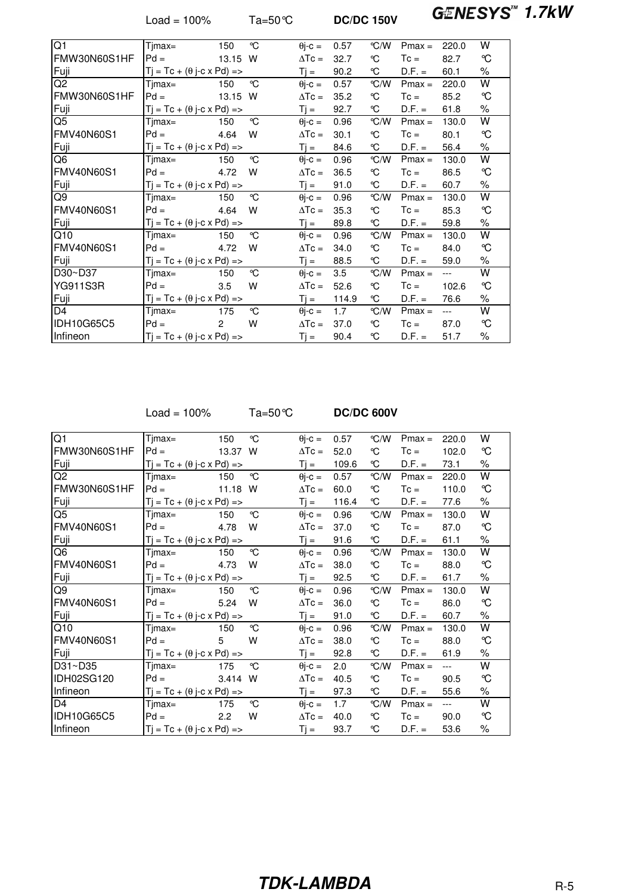Load = 100%　　Ta=50℃　　**DC/DC 150V**

| Device | | | | | | | | | |
|---|---|---|---|---|---|---|---|---|---|
| Q1 | Tjmax= | 150 | ℃ | θj-c = | 0.57 | ℃/W | Pmax = | 220.0 | W |
| FMW30N60S1HF | Pd = | 13.15 | W | ΔTc = | 32.7 | ℃ | Tc = | 82.7 | ℃ |
| Fuji | Tj = Tc + (θ j-c x Pd) => | | | Tj = | 90.2 | ℃ | D.F. = | 60.1 | % |
| Q2 | Tjmax= | 150 | ℃ | θj-c = | 0.57 | ℃/W | Pmax = | 220.0 | W |
| FMW30N60S1HF | Pd = | 13.15 | W | ΔTc = | 35.2 | ℃ | Tc = | 85.2 | ℃ |
| Fuji | Tj = Tc + (θ j-c x Pd) => | | | Tj = | 92.7 | ℃ | D.F. = | 61.8 | % |
| Q5 | Tjmax= | 150 | ℃ | θj-c = | 0.96 | ℃/W | Pmax = | 130.0 | W |
| FMV40N60S1 | Pd = | 4.64 | W | ΔTc = | 30.1 | ℃ | Tc = | 80.1 | ℃ |
| Fuji | Tj = Tc + (θ j-c x Pd) => | | | Tj = | 84.6 | ℃ | D.F. = | 56.4 | % |
| Q6 | Tjmax= | 150 | ℃ | θj-c = | 0.96 | ℃/W | Pmax = | 130.0 | W |
| FMV40N60S1 | Pd = | 4.72 | W | ΔTc = | 36.5 | ℃ | Tc = | 86.5 | ℃ |
| Fuji | Tj = Tc + (θ j-c x Pd) => | | | Tj = | 91.0 | ℃ | D.F. = | 60.7 | % |
| Q9 | Tjmax= | 150 | ℃ | θj-c = | 0.96 | ℃/W | Pmax = | 130.0 | W |
| FMV40N60S1 | Pd = | 4.64 | W | ΔTc = | 35.3 | ℃ | Tc = | 85.3 | ℃ |
| Fuji | Tj = Tc + (θ j-c x Pd) => | | | Tj = | 89.8 | ℃ | D.F. = | 59.8 | % |
| Q10 | Tjmax= | 150 | ℃ | θj-c = | 0.96 | ℃/W | Pmax = | 130.0 | W |
| FMV40N60S1 | Pd = | 4.72 | W | ΔTc = | 34.0 | ℃ | Tc = | 84.0 | ℃ |
| Fuji | Tj = Tc + (θ j-c x Pd) => | | | Tj = | 88.5 | ℃ | D.F. = | 59.0 | % |
| D30~D37 | Tjmax= | 150 | ℃ | θj-c = | 3.5 | ℃/W | Pmax = | --- | W |
| YG911S3R | Pd = | 3.5 | W | ΔTc = | 52.6 | ℃ | Tc = | 102.6 | ℃ |
| Fuji | Tj = Tc + (θ j-c x Pd) => | | | Tj = | 114.9 | ℃ | D.F. = | 76.6 | % |
| D4 | Tjmax= | 175 | ℃ | θj-c = | 1.7 | ℃/W | Pmax = | --- | W |
| IDH10G65C5 | Pd = | 2 | W | ΔTc = | 37.0 | ℃ | Tc = | 87.0 | ℃ |
| Infineon | Tj = Tc + (θ j-c x Pd) => | | | Tj = | 90.4 | ℃ | D.F. = | 51.7 | % |

Load = 100%　　Ta=50℃　　**DC/DC 600V**

| Device | | | | | | | | | |
|---|---|---|---|---|---|---|---|---|---|
| Q1 | Tjmax= | 150 | ℃ | θj-c = | 0.57 | ℃/W | Pmax = | 220.0 | W |
| FMW30N60S1HF | Pd = | 13.37 | W | ΔTc = | 52.0 | ℃ | Tc = | 102.0 | ℃ |
| Fuji | Tj = Tc + (θ j-c x Pd) => | | | Tj = | 109.6 | ℃ | D.F. = | 73.1 | % |
| Q2 | Tjmax= | 150 | ℃ | θj-c = | 0.57 | ℃/W | Pmax = | 220.0 | W |
| FMW30N60S1HF | Pd = | 11.18 | W | ΔTc = | 60.0 | ℃ | Tc = | 110.0 | ℃ |
| Fuji | Tj = Tc + (θ j-c x Pd) => | | | Tj = | 116.4 | ℃ | D.F. = | 77.6 | % |
| Q5 | Tjmax= | 150 | ℃ | θj-c = | 0.96 | ℃/W | Pmax = | 130.0 | W |
| FMV40N60S1 | Pd = | 4.78 | W | ΔTc = | 37.0 | ℃ | Tc = | 87.0 | ℃ |
| Fuji | Tj = Tc + (θ j-c x Pd) => | | | Tj = | 91.6 | ℃ | D.F. = | 61.1 | % |
| Q6 | Tjmax= | 150 | ℃ | θj-c = | 0.96 | ℃/W | Pmax = | 130.0 | W |
| FMV40N60S1 | Pd = | 4.73 | W | ΔTc = | 38.0 | ℃ | Tc = | 88.0 | ℃ |
| Fuji | Tj = Tc + (θ j-c x Pd) => | | | Tj = | 92.5 | ℃ | D.F. = | 61.7 | % |
| Q9 | Tjmax= | 150 | ℃ | θj-c = | 0.96 | ℃/W | Pmax = | 130.0 | W |
| FMV40N60S1 | Pd = | 5.24 | W | ΔTc = | 36.0 | ℃ | Tc = | 86.0 | ℃ |
| Fuji | Tj = Tc + (θ j-c x Pd) => | | | Tj = | 91.0 | ℃ | D.F. = | 60.7 | % |
| Q10 | Tjmax= | 150 | ℃ | θj-c = | 0.96 | ℃/W | Pmax = | 130.0 | W |
| FMV40N60S1 | Pd = | 5 | W | ΔTc = | 38.0 | ℃ | Tc = | 88.0 | ℃ |
| Fuji | Tj = Tc + (θ j-c x Pd) => | | | Tj = | 92.8 | ℃ | D.F. = | 61.9 | % |
| D31~D35 | Tjmax= | 175 | ℃ | θj-c = | 2.0 | ℃/W | Pmax = | --- | W |
| IDH02SG120 | Pd = | 3.414 | W | ΔTc = | 40.5 | ℃ | Tc = | 90.5 | ℃ |
| Infineon | Tj = Tc + (θ j-c x Pd) => | | | Tj = | 97.3 | ℃ | D.F. = | 55.6 | % |
| D4 | Tjmax= | 175 | ℃ | θj-c = | 1.7 | ℃/W | Pmax = | --- | W |
| IDH10G65C5 | Pd = | 2.2 | W | ΔTc = | 40.0 | ℃ | Tc = | 90.0 | ℃ |
| Infineon | Tj = Tc + (θ j-c x Pd) => | | | Tj = | 93.7 | ℃ | D.F. = | 53.6 | % |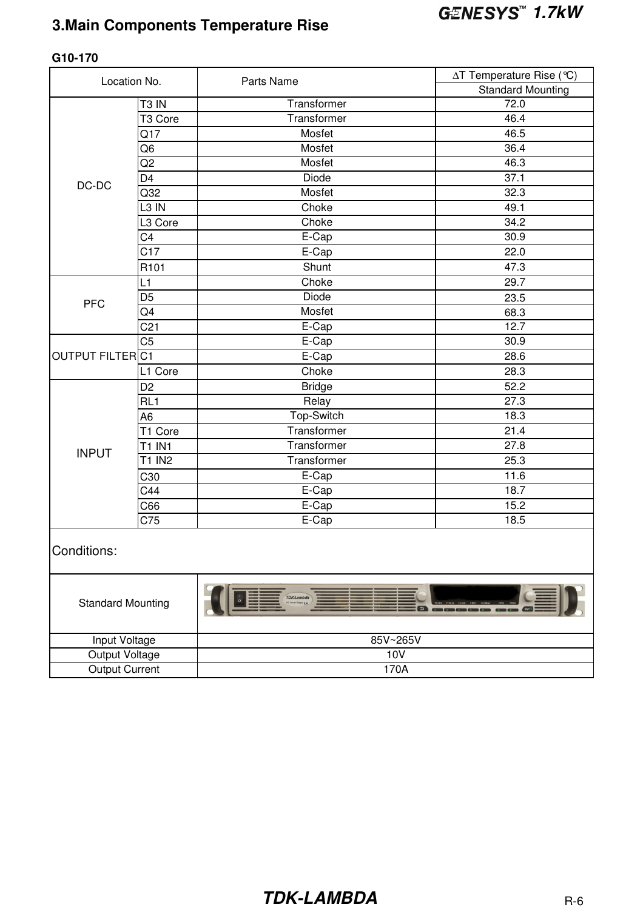## 3.Main Components Temperature Rise

**G10-170**

| Location No. | | Parts Name | ∆T Temperature Rise (℃) |
|---|---|---|---|
| | | | Standard Mounting |
| DC-DC | T3 IN | Transformer | 72.0 |
| | T3 Core | Transformer | 46.4 |
| | Q17 | Mosfet | 46.5 |
| | Q6 | Mosfet | 36.4 |
| | Q2 | Mosfet | 46.3 |
| | D4 | Diode | 37.1 |
| | Q32 | Mosfet | 32.3 |
| | L3 IN | Choke | 49.1 |
| | L3 Core | Choke | 34.2 |
| | C4 | E-Cap | 30.9 |
| | C17 | E-Cap | 22.0 |
| | R101 | Shunt | 47.3 |
| PFC | L1 | Choke | 29.7 |
| | D5 | Diode | 23.5 |
| | Q4 | Mosfet | 68.3 |
| | C21 | E-Cap | 12.7 |
| OUTPUT FILTER | C5 | E-Cap | 30.9 |
| | C1 | E-Cap | 28.6 |
| | L1 Core | Choke | 28.3 |
| INPUT | D2 | Bridge | 52.2 |
| | RL1 | Relay | 27.3 |
| | A6 | Top-Switch | 18.3 |
| | T1 Core | Transformer | 21.4 |
| | T1 IN1 | Transformer | 27.8 |
| | T1 IN2 | Transformer | 25.3 |
| | C30 | E-Cap | 11.6 |
| | C44 | E-Cap | 18.7 |
| | C66 | E-Cap | 15.2 |
| | C75 | E-Cap | 18.5 |

Conditions:

| Standard Mounting | |
|---|---|
| Input Voltage | 85V~265V |
| Output Voltage | 10V |
| Output Current | 170A |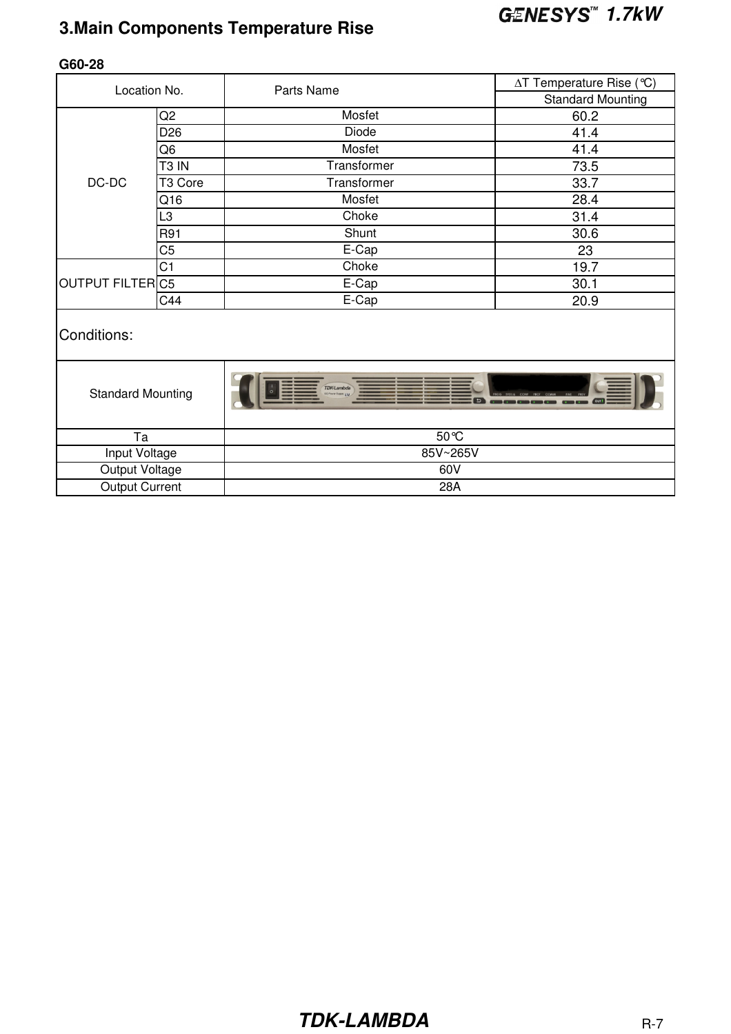# 3.Main Components Temperature Rise

**G60-28**

| Location No. | | Parts Name | ∆T Temperature Rise (℃) |
|---|---|---|---|
| | | | Standard Mounting |
| DC-DC | Q2 | Mosfet | 60.2 |
| | D26 | Diode | 41.4 |
| | Q6 | Mosfet | 41.4 |
| | T3 IN | Transformer | 73.5 |
| | T3 Core | Transformer | 33.7 |
| | Q16 | Mosfet | 28.4 |
| | L3 | Choke | 31.4 |
| | R91 | Shunt | 30.6 |
| | C5 | E-Cap | 23 |
| OUTPUT FILTER | C1 | Choke | 19.7 |
| | C5 | E-Cap | 30.1 |
| | C44 | E-Cap | 20.9 |

Conditions:

| | |
|---|---|
| Standard Mounting | |
| Ta | 50℃ |
| Input Voltage | 85V~265V |
| Output Voltage | 60V |
| Output Current | 28A |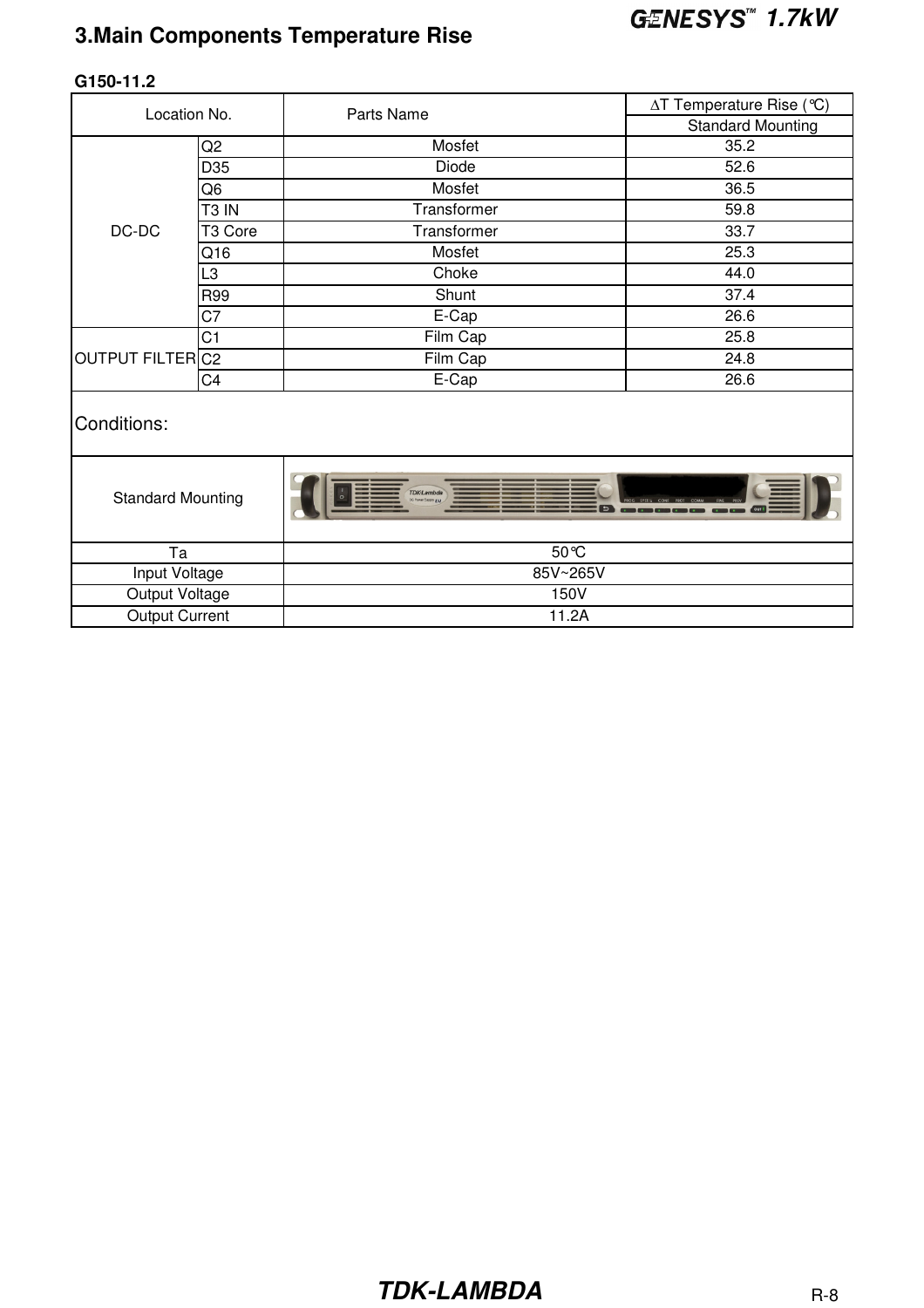## 3.Main Components Temperature Rise

**G150-11.2**

| Location No. | | Parts Name | ∆T Temperature Rise (℃) |
|---|---|---|---|
| | | | Standard Mounting |
| DC-DC | Q2 | Mosfet | 35.2 |
| | D35 | Diode | 52.6 |
| | Q6 | Mosfet | 36.5 |
| | T3 IN | Transformer | 59.8 |
| | T3 Core | Transformer | 33.7 |
| | Q16 | Mosfet | 25.3 |
| | L3 | Choke | 44.0 |
| | R99 | Shunt | 37.4 |
| | C7 | E-Cap | 26.6 |
| OUTPUT FILTER | C1 | Film Cap | 25.8 |
| | C2 | Film Cap | 24.8 |
| | C4 | E-Cap | 26.6 |

Conditions:

| Condition | Value |
|---|---|
| Standard Mounting | |
| Ta | 50℃ |
| Input Voltage | 85V~265V |
| Output Voltage | 150V |
| Output Current | 11.2A |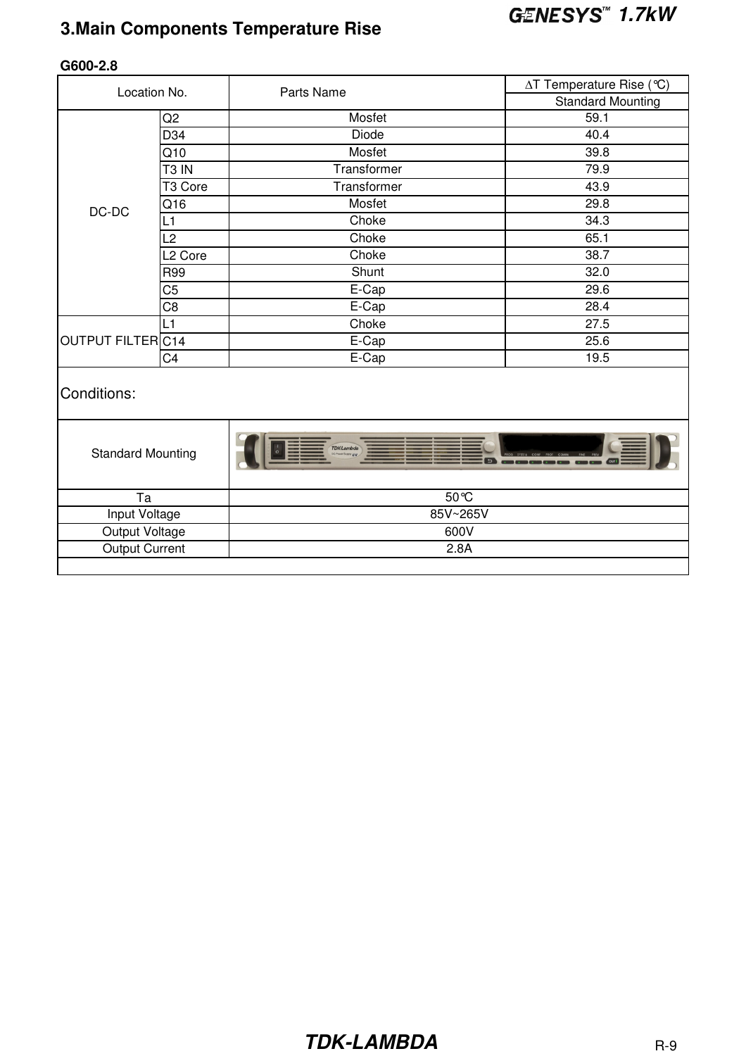## 3.Main Components Temperature Rise

**G600-2.8**

| Location No. | | Parts Name | ∆T Temperature Rise (℃) |
|---|---|---|---|
| | | | Standard Mounting |
| DC-DC | Q2 | Mosfet | 59.1 |
| | D34 | Diode | 40.4 |
| | Q10 | Mosfet | 39.8 |
| | T3 IN | Transformer | 79.9 |
| | T3 Core | Transformer | 43.9 |
| | Q16 | Mosfet | 29.8 |
| | L1 | Choke | 34.3 |
| | L2 | Choke | 65.1 |
| | L2 Core | Choke | 38.7 |
| | R99 | Shunt | 32.0 |
| | C5 | E-Cap | 29.6 |
| | C8 | E-Cap | 28.4 |
| OUTPUT FILTER | L1 | Choke | 27.5 |
| | C14 | E-Cap | 25.6 |
| | C4 | E-Cap | 19.5 |

Conditions:

| Standard Mounting | |
|---|---|
| Ta | 50℃ |
| Input Voltage | 85V~265V |
| Output Voltage | 600V |
| Output Current | 2.8A |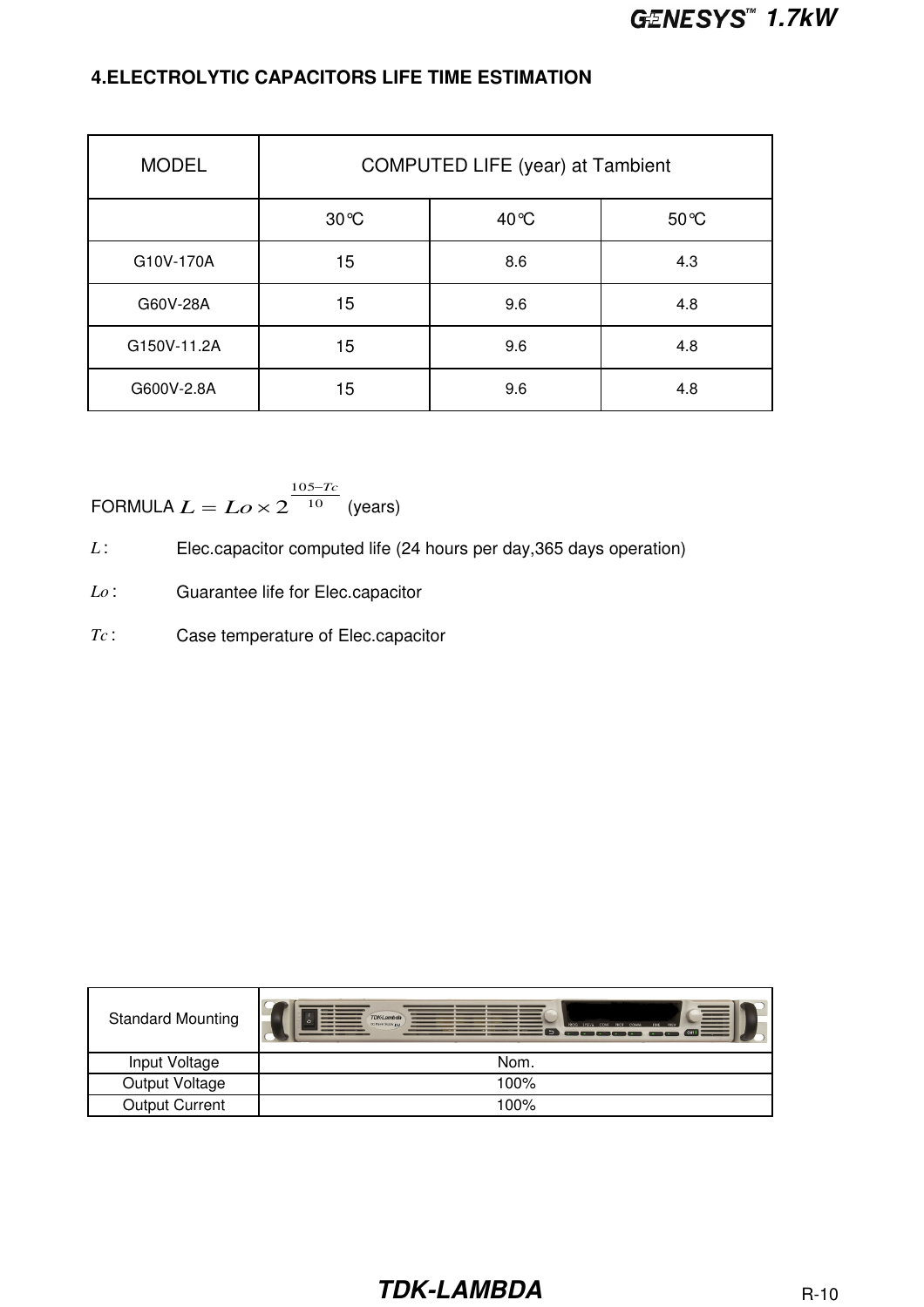## 4.ELECTROLYTIC CAPACITORS LIFE TIME ESTIMATION

| MODEL | COMPUTED LIFE (year) at Tambient | | |
|---|---|---|---|
| | 30℃ | 40℃ | 50℃ |
| G10V-170A | 15 | 8.6 | 4.3 |
| G60V-28A | 15 | 9.6 | 4.8 |
| G150V-11.2A | 15 | 9.6 | 4.8 |
| G600V-2.8A | 15 | 9.6 | 4.8 |

FORMULA $L = Lo \times 2^{\frac{105-Tc}{10}}$ (years)

$L$ : Elec.capacitor computed life (24 hours per day,365 days operation)

$Lo$ : Guarantee life for Elec.capacitor

$Tc$ : Case temperature of Elec.capacitor

| Standard Mounting | |
|---|---|
| Input Voltage | Nom. |
| Output Voltage | 100% |
| Output Current | 100% |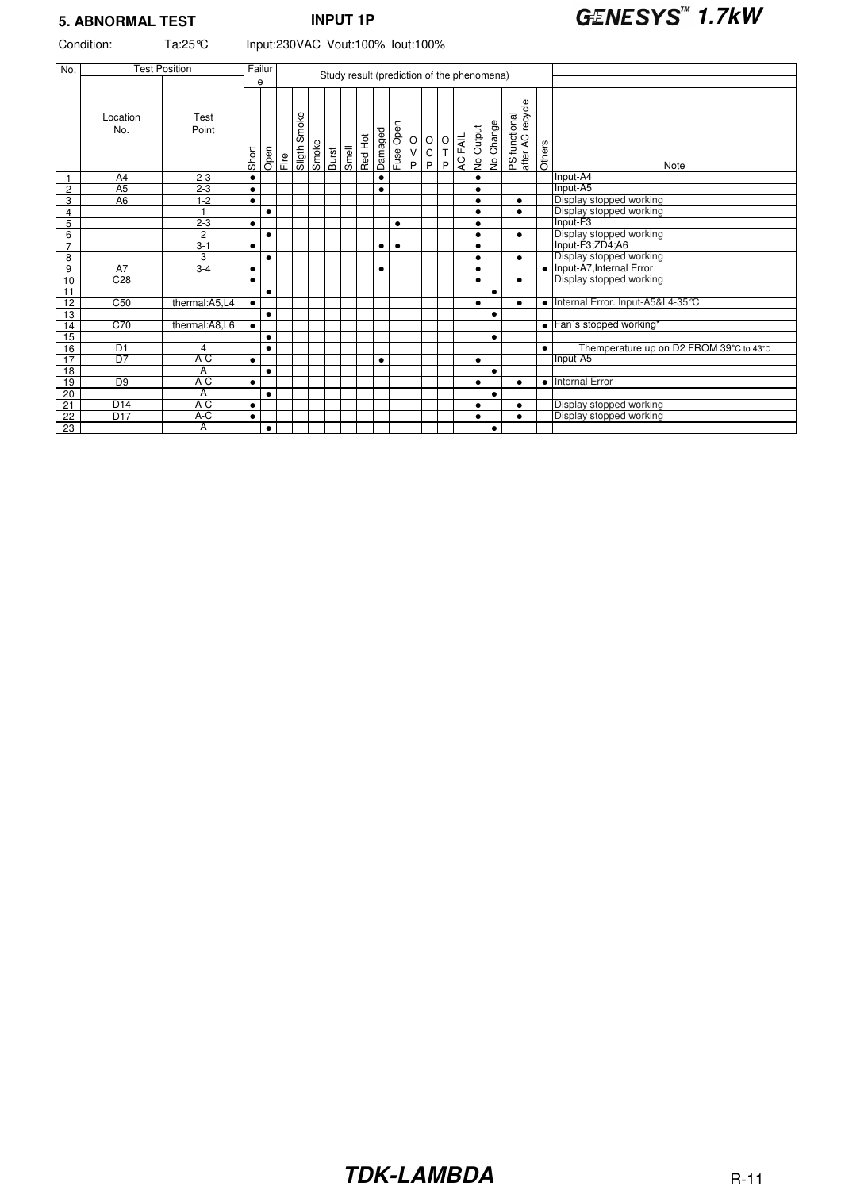## 5. ABNORMAL TEST

**INPUT 1P**

**GENESYS™ 1.7kW**

Condition: Ta:25℃ Input:230VAC Vout:100% Iout:100%

| No. | Test Position | | Failure | | Study result (prediction of the phenomena) | | | | | | | | | | | | | | | | |
|---|---|---|---|---|---|---|---|---|---|---|---|---|---|---|---|---|---|---|---|---|---|
| | Location No. | Test Point | Short | Open | Fire | Sligth Smoke | Smoke | Burst | Smell | Red Hot | Damaged | Fuse Open | OVP | OCP | OTP | AC FAIL | No Output | No Change | PS functional after AC recycle | Others | Note |
| 1 | A4 | 2-3 | ● | | | | | | | | ● | | | | | | ● | | | | Input-A4 |
| 2 | A5 | 2-3 | ● | | | | | | | | ● | | | | | | ● | | | | Input-A5 |
| 3 | A6 | 1-2 | ● | | | | | | | | | | | | | | ● | | ● | | Display stopped working |
| 4 | | 1 | | ● | | | | | | | | | | | | | ● | | ● | | Display stopped working |
| 5 | | 2-3 | ● | | | | | | | | | ● | | | | | ● | | | | Input-F3 |
| 6 | | 2 | | ● | | | | | | | | | | | | | ● | | ● | | Display stopped working |
| 7 | | 3-1 | ● | | | | | | | | ● | ● | | | | | ● | | | | Input-F3;ZD4;A6 |
| 8 | | 3 | | ● | | | | | | | | | | | | | ● | | ● | | Display stopped working |
| 9 | A7 | 3-4 | ● | | | | | | | | ● | | | | | | ● | | | ● | Input-A7,Internal Error |
| 10 | C28 | | ● | | | | | | | | | | | | | | ● | | ● | | Display stopped working |
| 11 | | | | ● | | | | | | | | | | | | | | ● | | | |
| 12 | C50 | thermal:A5,L4 | ● | | | | | | | | | | | | | | ● | | ● | ● | Internal Error. Input-A5&L4-35℃ |
| 13 | | | | ● | | | | | | | | | | | | | | ● | | | |
| 14 | C70 | thermal:A8,L6 | ● | | | | | | | | | | | | | | | | | ● | Fan`s stopped working* |
| 15 | | | | ● | | | | | | | | | | | | | | ● | | | |
| 16 | D1 | 4 | | ● | | | | | | | | | | | | | | | | ● | Themperature up on D2 FROM 39°C to 43°C |
| 17 | D7 | A-C | ● | | | | | | | | ● | | | | | | ● | | | | Input-A5 |
| 18 | | A | | ● | | | | | | | | | | | | | | ● | | | |
| 19 | D9 | A-C | ● | | | | | | | | | | | | | | ● | | ● | ● | Internal Error |
| 20 | | A | | ● | | | | | | | | | | | | | | ● | | | |
| 21 | D14 | A-C | ● | | | | | | | | | | | | | | ● | | ● | | Display stopped working |
| 22 | D17 | A-C | ● | | | | | | | | | | | | | | ● | | ● | | Display stopped working |
| 23 | | A | | ● | | | | | | | | | | | | | | ● | | | |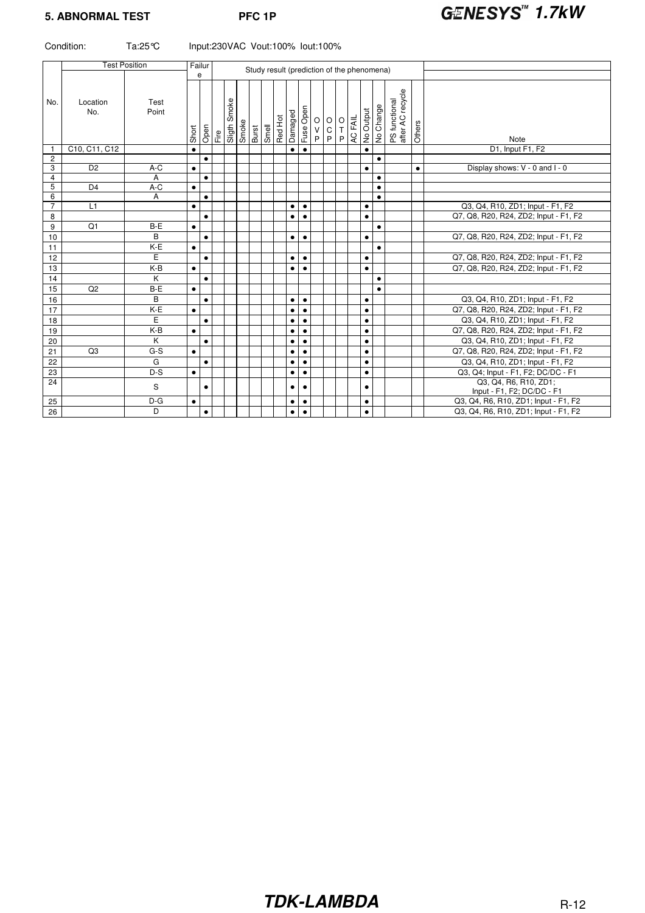## 5. ABNORMAL TEST PFC 1P

Condition: Ta:25°C Input:230VAC Vout:100% Iout:100%

| No. | Test Position | | Failure | | Study result (prediction of the phenomena) | | | | | | | | | | | | | | | | | Note |
|---|---|---|---|---|---|---|---|---|---|---|---|---|---|---|---|---|---|---|---|---|---|---|
| | Location No. | Test Point | Short | Open | Fire | Sligth Smoke | Smoke | Burst | Smell | Red Hot | Damaged | Fuse Open | OVP | OCP | OTP | AC FAIL | No Output | No Change | PS functional after AC recycle | Others | | Note |
| 1 | C10, C11, C12 | | ● | | | | | | | | ● | ● | | | | | ● | | | | | D1, Input F1, F2 |
| 2 | | | | ● | | | | | | | | | | | | | | ● | | | | |
| 3 | D2 | A-C | ● | | | | | | | | | | | | | | ● | | | ● | | Display shows: V - 0 and I - 0 |
| 4 | | A | | ● | | | | | | | | | | | | | | ● | | | | |
| 5 | D4 | A-C | ● | | | | | | | | | | | | | | | ● | | | | |
| 6 | | A | | ● | | | | | | | | | | | | | | ● | | | | |
| 7 | L1 | | ● | | | | | | | | ● | ● | | | | | ● | | | | | Q3, Q4, R10, ZD1; Input - F1, F2 |
| 8 | | | | ● | | | | | | | ● | ● | | | | | ● | | | | | Q7, Q8, R20, R24, ZD2; Input - F1, F2 |
| 9 | Q1 | B-E | ● | | | | | | | | | | | | | | | ● | | | | |
| 10 | | B | | ● | | | | | | | ● | ● | | | | | ● | | | | | Q7, Q8, R20, R24, ZD2; Input - F1, F2 |
| 11 | | K-E | ● | | | | | | | | | | | | | | | ● | | | | |
| 12 | | E | | ● | | | | | | | ● | ● | | | | | ● | | | | | Q7, Q8, R20, R24, ZD2; Input - F1, F2 |
| 13 | | K-B | ● | | | | | | | | ● | ● | | | | | ● | | | | | Q7, Q8, R20, R24, ZD2; Input - F1, F2 |
| 14 | | K | | ● | | | | | | | | | | | | | | ● | | | | |
| 15 | Q2 | B-E | ● | | | | | | | | | | | | | | | ● | | | | |
| 16 | | B | | ● | | | | | | | ● | ● | | | | | ● | | | | | Q3, Q4, R10, ZD1; Input - F1, F2 |
| 17 | | K-E | ● | | | | | | | | ● | ● | | | | | ● | | | | | Q7, Q8, R20, R24, ZD2; Input - F1, F2 |
| 18 | | E | | ● | | | | | | | ● | ● | | | | | ● | | | | | Q3, Q4, R10, ZD1; Input - F1, F2 |
| 19 | | K-B | ● | | | | | | | | ● | ● | | | | | ● | | | | | Q7, Q8, R20, R24, ZD2; Input - F1, F2 |
| 20 | | K | | ● | | | | | | | ● | ● | | | | | ● | | | | | Q3, Q4, R10, ZD1; Input - F1, F2 |
| 21 | Q3 | G-S | ● | | | | | | | | ● | ● | | | | | ● | | | | | Q7, Q8, R20, R24, ZD2; Input - F1, F2 |
| 22 | | G | | ● | | | | | | | ● | ● | | | | | ● | | | | | Q3, Q4, R10, ZD1; Input - F1, F2 |
| 23 | | D-S | ● | | | | | | | | ● | ● | | | | | ● | | | | | Q3, Q4; Input - F1, F2; DC/DC - F1 |
| 24 | | S | | ● | | | | | | | ● | ● | | | | | ● | | | | | Q3, Q4, R6, R10, ZD1; Input - F1, F2; DC/DC - F1 |
| 25 | | D-G | ● | | | | | | | | ● | ● | | | | | ● | | | | | Q3, Q4, R6, R10, ZD1; Input - F1, F2 |
| 26 | | D | | ● | | | | | | | ● | ● | | | | | ● | | | | | Q3, Q4, R6, R10, ZD1; Input - F1, F2 |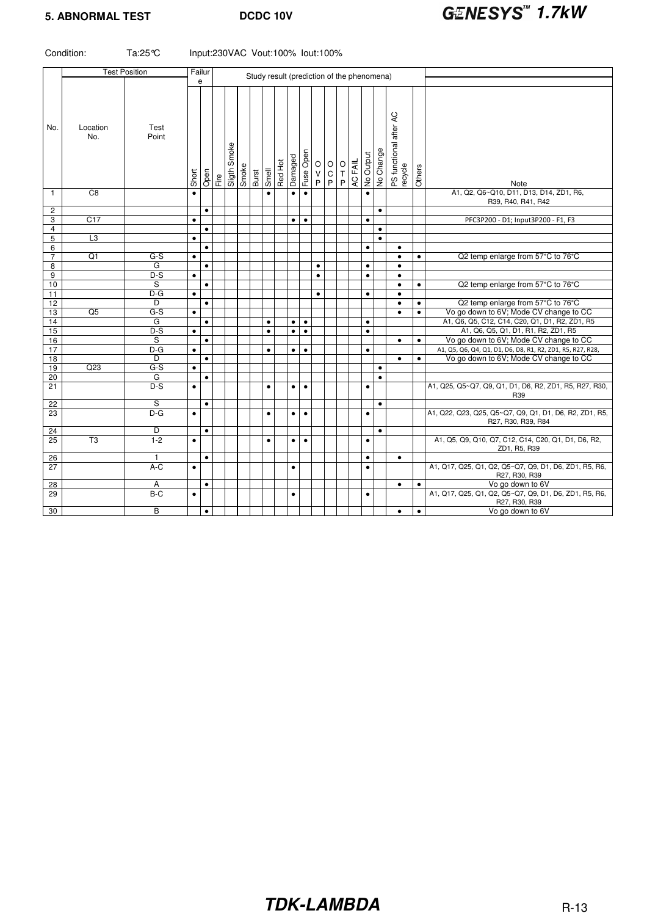## 5. ABNORMAL TEST

DCDC 10V

**GENESYS™ 1.7kW**

Condition: Ta:25°C Input:230VAC Vout:100% Iout:100%

| No. | Test Position: Location No. | Test Position: Test Point | Failure: Short | Failure: Open | Fire | Sligth Smoke | Smoke | Burst | Smell | Red Hot | Damaged | Fuse Open | OVP | OCP | OTP | AC FAIL | No Output | No Change | PS functional after AC recycle | Others | Note |
|---|---|---|---|---|---|---|---|---|---|---|---|---|---|---|---|---|---|---|---|---|---|
| 1 | C8 | | ● | | | | | | ● | | ● | ● | | | | | ● | | | | A1, Q2, Q6~Q10, D11, D13, D14, ZD1, R6, R39, R40, R41, R42 |
| 2 | | | | ● | | | | | | | | | | | | | | ● | | | |
| 3 | C17 | | ● | | | | | | | | ● | ● | | | | | ● | | | | PFC3P200 - D1; Input3P200 - F1, F3 |
| 4 | | | | ● | | | | | | | | | | | | | | ● | | | |
| 5 | L3 | | ● | | | | | | | | | | | | | | | ● | | | |
| 6 | | | | ● | | | | | | | | | | | | | ● | | ● | | |
| 7 | Q1 | G-S | ● | | | | | | | | | | | | | | | | ● | ● | Q2 temp enlarge from 57°C to 76°C |
| 8 | | G | | ● | | | | | | | | | ● | | | | ● | | ● | | |
| 9 | | D-S | ● | | | | | | | | | | ● | | | | ● | | ● | | |
| 10 | | S | | ● | | | | | | | | | | | | | | | ● | ● | Q2 temp enlarge from 57°C to 76°C |
| 11 | | D-G | ● | | | | | | | | | | ● | | | | ● | | ● | | |
| 12 | | D | | ● | | | | | | | | | | | | | | | ● | ● | Q2 temp enlarge from 57°C to 76°C |
| 13 | Q5 | G-S | ● | | | | | | | | | | | | | | | | ● | ● | Vo go down to 6V; Mode CV change to CC |
| 14 | | G | | ● | | | | | ● | | ● | ● | | | | | ● | | | | A1, Q6, Q5, C12, C14, C20, Q1, D1, R2, ZD1, R5 |
| 15 | | D-S | ● | | | | | | ● | | ● | ● | | | | | ● | | | | A1, Q6, Q5, Q1, D1, R1, R2, ZD1, R5 |
| 16 | | S | | ● | | | | | | | | | | | | | | | ● | ● | Vo go down to 6V; Mode CV change to CC |
| 17 | | D-G | ● | | | | | | ● | | ● | ● | | | | | ● | | | | A1, Q5, Q6, Q4, Q1, D1, D6, D8, R1, R2, ZD1, R5, R27, R28, |
| 18 | | D | | ● | | | | | | | | | | | | | | | ● | ● | Vo go down to 6V; Mode CV change to CC |
| 19 | Q23 | G-S | ● | | | | | | | | | | | | | | | ● | | | |
| 20 | | G | | ● | | | | | | | | | | | | | | ● | | | |
| 21 | | D-S | ● | | | | | | ● | | ● | ● | | | | | ● | | | | A1, Q25, Q5~Q7, Q9, Q1, D1, D6, R2, ZD1, R5, R27, R30, R39 |
| 22 | | S | | ● | | | | | | | | | | | | | | ● | | | |
| 23 | | D-G | ● | | | | | | ● | | ● | ● | | | | | ● | | | | A1, Q22, Q23, Q25, Q5~Q7, Q9, Q1, D1, D6, R2, ZD1, R5, R27, R30, R39, R84 |
| 24 | | D | | ● | | | | | | | | | | | | | | ● | | | |
| 25 | T3 | 1-2 | ● | | | | | | ● | | ● | ● | | | | | ● | | | | A1, Q5, Q9, Q10, Q7, C12, C14, C20, Q1, D1, D6, R2, ZD1, R5, R39 |
| 26 | | 1 | | ● | | | | | | | | | | | | | ● | | ● | | |
| 27 | | A-C | ● | | | | | | | | ● | | | | | | ● | | | | A1, Q17, Q25, Q1, Q2, Q5~Q7, Q9, D1, D6, ZD1, R5, R6, R27, R30, R39 |
| 28 | | A | | ● | | | | | | | | | | | | | | | ● | ● | Vo go down to 6V |
| 29 | | B-C | ● | | | | | | | | ● | | | | | | ● | | | | A1, Q17, Q25, Q1, Q2, Q5~Q7, Q9, D1, D6, ZD1, R5, R6, R27, R30, R39 |
| 30 | | B | | ● | | | | | | | | | | | | | | | ● | ● | Vo go down to 6V |

Study result (prediction of the phenomena): Fire through Others columns.

TDK-LAMBDA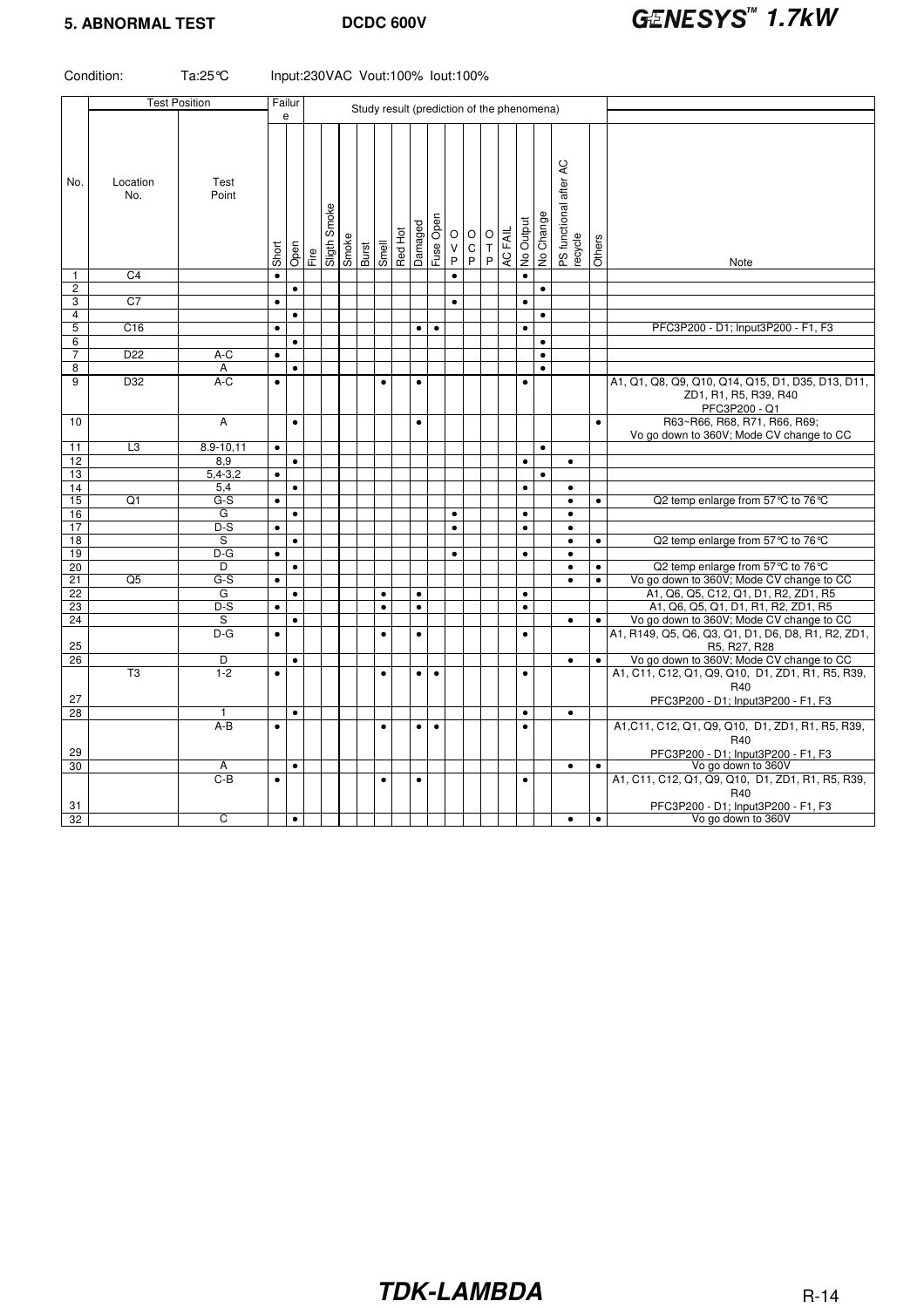# 5. ABNORMAL TEST

DCDC 600V

Condition: Ta:25°C Input:230VAC Vout:100% Iout:100%

| No. | Test Position | | Failure | | Study result (prediction of the phenomena) | | | | | | | | | | | | | | | | |
|---|---|---|---|---|---|---|---|---|---|---|---|---|---|---|---|---|---|---|---|---|---|
| | Location No. | Test Point | Short | Open | Fire | Sligth Smoke | Smoke | Burst | Smell | Red Hot | Damaged | Fuse Open | OVP | OCP | OTP | AC FAIL | No Output | No Change | PS functional after AC recycle | Others | Note |
| 1 | C4 | | ● | | | | | | | | | | ● | | | | ● | | | | |
| 2 | | | | ● | | | | | | | | | | | | | | ● | | | |
| 3 | C7 | | ● | | | | | | | | | | ● | | | | ● | | | | |
| 4 | | | | ● | | | | | | | | | | | | | | ● | | | |
| 5 | C16 | | ● | | | | | | | | ● | ● | | | | | ● | | | | PFC3P200 - D1; Input3P200 - F1, F3 |
| 6 | | | | ● | | | | | | | | | | | | | | ● | | | |
| 7 | D22 | A-C | ● | | | | | | | | | | | | | | | ● | | | |
| 8 | | A | | ● | | | | | | | | | | | | | | ● | | | |
| 9 | D32 | A-C | ● | | | | | | ● | | ● | | | | | | ● | | | | A1, Q1, Q8, Q9, Q10, Q14, Q15, D1, D35, D13, D11, ZD1, R1, R5, R39, R40 PFC3P200 - Q1 |
| 10 | | A | | ● | | | | | | | ● | | | | | | | | | ● | R63~R66, R68, R71, R66, R69; Vo go down to 360V; Mode CV change to CC |
| 11 | L3 | 8.9-10,11 | ● | | | | | | | | | | | | | | | ● | | | |
| 12 | | 8,9 | | ● | | | | | | | | | | | | | ● | | ● | | |
| 13 | | 5,4-3,2 | ● | | | | | | | | | | | | | | | ● | | | |
| 14 | | 5,4 | | ● | | | | | | | | | | | | | ● | | ● | | |
| 15 | Q1 | G-S | ● | | | | | | | | | | | | | | | | ● | ● | Q2 temp enlarge from 57°C to 76°C |
| 16 | | G | | ● | | | | | | | | | ● | | | | ● | | ● | | |
| 17 | | D-S | ● | | | | | | | | | | ● | | | | ● | | ● | | |
| 18 | | S | | ● | | | | | | | | | | | | | | | ● | ● | Q2 temp enlarge from 57°C to 76°C |
| 19 | | D-G | ● | | | | | | | | | | ● | | | | ● | | ● | | |
| 20 | | D | | ● | | | | | | | | | | | | | | | ● | ● | Q2 temp enlarge from 57°C to 76°C |
| 21 | Q5 | G-S | ● | | | | | | | | | | | | | | | | ● | ● | Vo go down to 360V; Mode CV change to CC |
| 22 | | G | | ● | | | | | ● | | ● | | | | | | ● | | | | A1, Q6, Q5, C12, Q1, D1, R2, ZD1, R5 |
| 23 | | D-S | ● | | | | | | ● | | ● | | | | | | ● | | | | A1, Q6, Q5, Q1, D1, R1, R2, ZD1, R5 |
| 24 | | S | | ● | | | | | | | | | | | | | | | ● | ● | Vo go down to 360V; Mode CV change to CC |
| 25 | | D-G | ● | | | | | | ● | | ● | | | | | | ● | | | | A1, R149, Q5, Q6, Q3, Q1, D1, D6, D8, R1, R2, ZD1, R5, R27, R28 |
| 26 | | D | | ● | | | | | | | | | | | | | | | ● | ● | Vo go down to 360V; Mode CV change to CC |
| 27 | T3 | 1-2 | ● | | | | | | ● | | ● | ● | | | | | ● | | | | A1, C11, C12, Q1, Q9, Q10, D1, ZD1, R1, R5, R39, R40 PFC3P200 - D1; Input3P200 - F1, F3 |
| 28 | | 1 | | ● | | | | | | | | | | | | | ● | | ● | | |
| 29 | | A-B | ● | | | | | | ● | | ● | ● | | | | | ● | | | | A1,C11, C12, Q1, Q9, Q10, D1, ZD1, R1, R5, R39, R40 PFC3P200 - D1; Input3P200 - F1, F3 |
| 30 | | A | | ● | | | | | | | | | | | | | | | ● | ● | Vo go down to 360V |
| 31 | | C-B | ● | | | | | | ● | | ● | | | | | | ● | | | | A1, C11, C12, Q1, Q9, Q10, D1, ZD1, R1, R5, R39, R40 PFC3P200 - D1; Input3P200 - F1, F3 |
| 32 | | C | | ● | | | | | | | | | | | | | | | ● | ● | Vo go down to 360V |